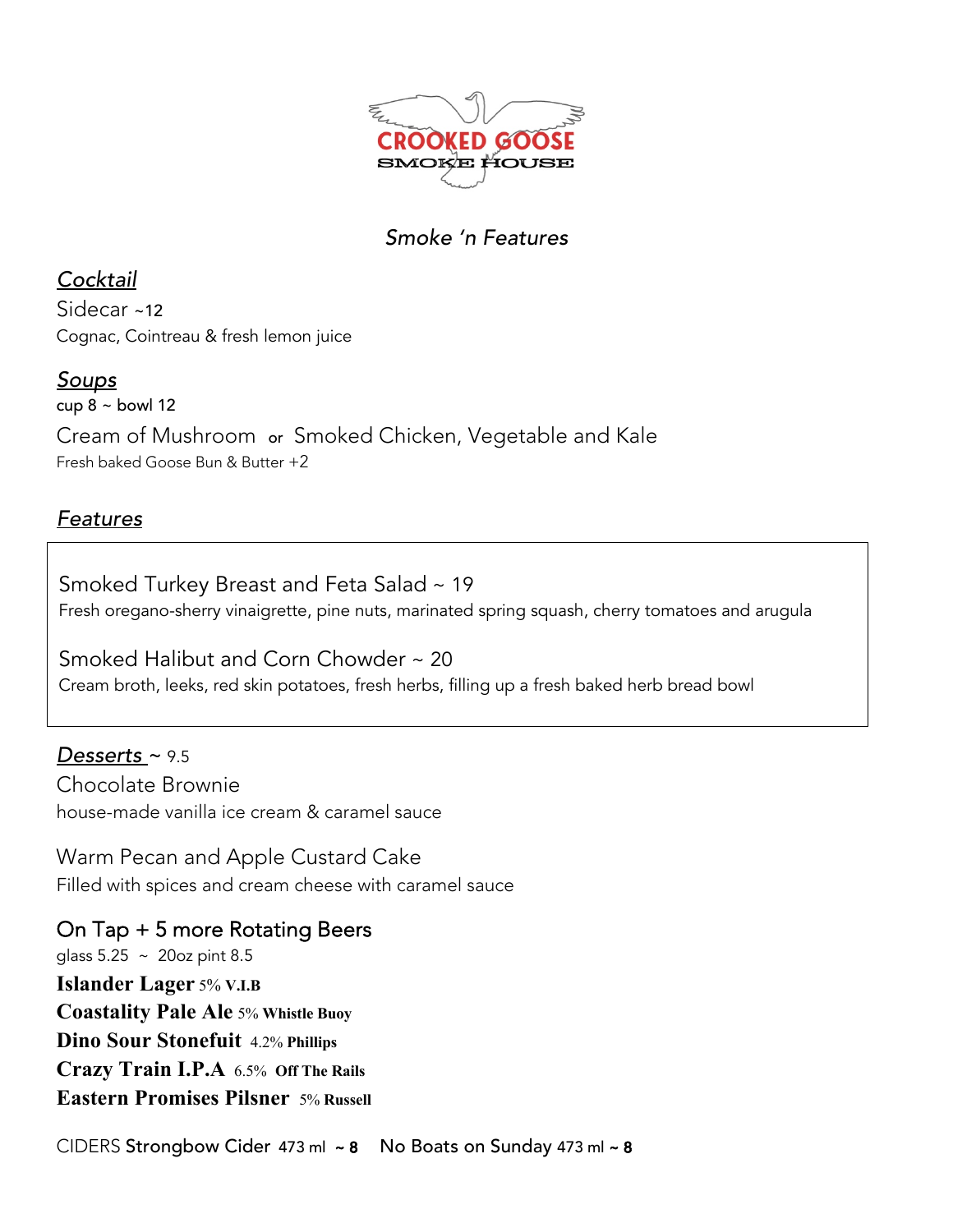# CROOKED GOOSE SMOKE HOUSE

*Smoke 'n Features*

## *Cocktail*

Sidecar ~12
Cognac, Cointreau & fresh lemon juice

## *Soups*

cup 8 ~ bowl 12

Cream of Mushroom or Smoked Chicken, Vegetable and Kale
Fresh baked Goose Bun & Butter +2

## *Features*

Smoked Turkey Breast and Feta Salad ~ 19
Fresh oregano-sherry vinaigrette, pine nuts, marinated spring squash, cherry tomatoes and arugula

Smoked Halibut and Corn Chowder ~ 20
Cream broth, leeks, red skin potatoes, fresh herbs, filling up a fresh baked herb bread bowl

## *Desserts* ~ 9.5

Chocolate Brownie
house-made vanilla ice cream & caramel sauce

Warm Pecan and Apple Custard Cake
Filled with spices and cream cheese with caramel sauce

## On Tap + 5 more Rotating Beers

glass 5.25 ~ 20oz pint 8.5

**Islander Lager** 5% **V.I.B**
**Coastality Pale Ale** 5% **Whistle Buoy**
**Dino Sour Stonefuit** 4.2% **Phillips**
**Crazy Train I.P.A** 6.5% **Off The Rails**
**Eastern Promises Pilsner** 5% **Russell**

CIDERS Strongbow Cider 473 ml **~ 8** No Boats on Sunday 473 ml **~ 8**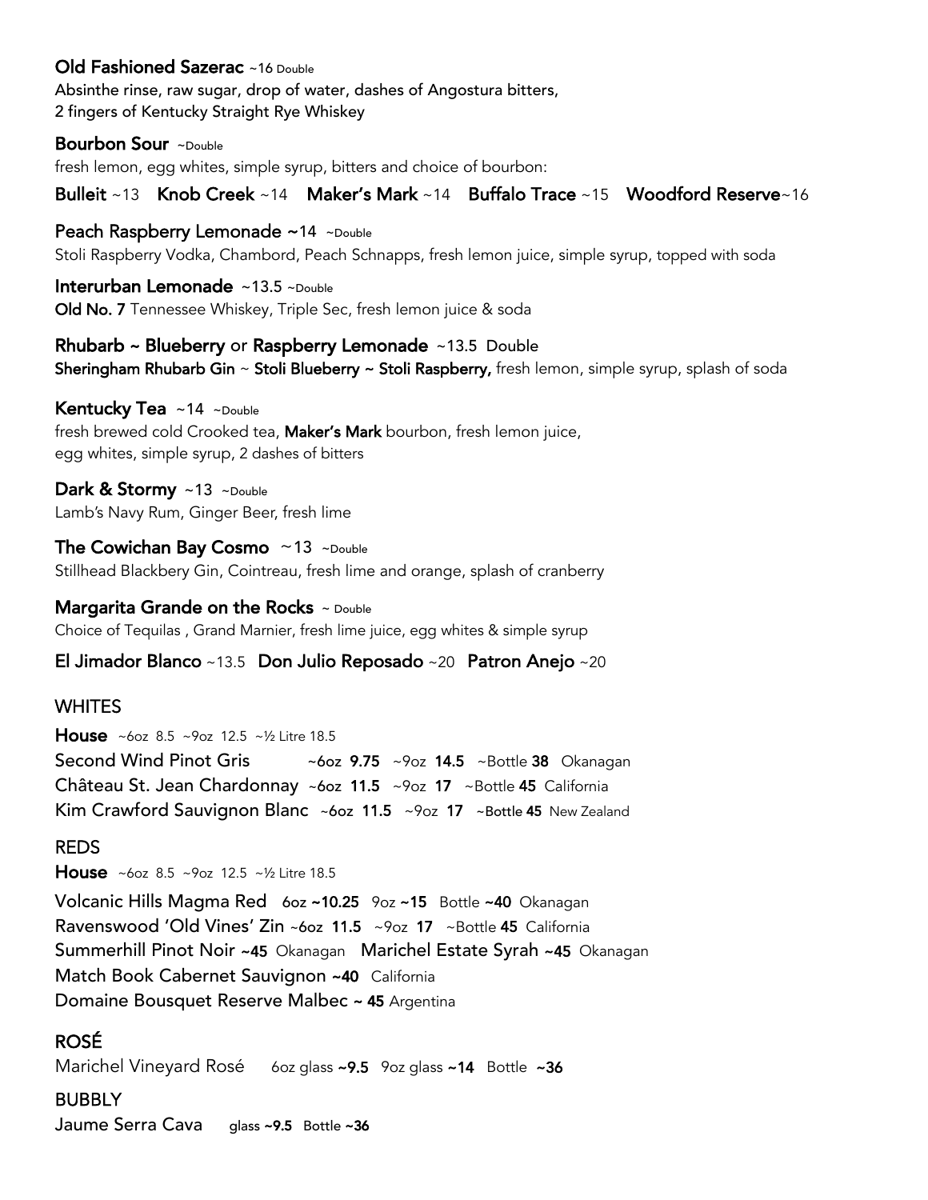**Old Fashioned Sazerac** ~16 Double
Absinthe rinse, raw sugar, drop of water, dashes of Angostura bitters, 2 fingers of Kentucky Straight Rye Whiskey

**Bourbon Sour** ~Double
fresh lemon, egg whites, simple syrup, bitters and choice of bourbon:

**Bulleit** ~13 **Knob Creek** ~14 **Maker's Mark** ~14 **Buffalo Trace** ~15 **Woodford Reserve**~16

**Peach Raspberry Lemonade ~14** ~Double
Stoli Raspberry Vodka, Chambord, Peach Schnapps, fresh lemon juice, simple syrup, topped with soda

**Interurban Lemonade** ~13.5 ~Double
**Old No. 7** Tennessee Whiskey, Triple Sec, fresh lemon juice & soda

**Rhubarb ~ Blueberry** or **Raspberry Lemonade** ~13.5 Double
**Sheringham Rhubarb Gin** ~ **Stoli Blueberry ~ Stoli Raspberry,** fresh lemon, simple syrup, splash of soda

**Kentucky Tea** ~14 ~Double
fresh brewed cold Crooked tea, **Maker's Mark** bourbon, fresh lemon juice, egg whites, simple syrup, 2 dashes of bitters

**Dark & Stormy** ~13 ~Double
Lamb's Navy Rum, Ginger Beer, fresh lime

**The Cowichan Bay Cosmo** ~13 ~Double
Stillhead Blackbery Gin, Cointreau, fresh lime and orange, splash of cranberry

**Margarita Grande on the Rocks** ~ Double
Choice of Tequilas , Grand Marnier, fresh lime juice, egg whites & simple syrup

**El Jimador Blanco** ~13.5 **Don Julio Reposado** ~20 **Patron Anejo** ~20

## WHITES

**House** ~6oz 8.5 ~9oz 12.5 ~½ Litre 18.5
Second Wind Pinot Gris ~6oz **9.75** ~9oz **14.5** ~Bottle **38** Okanagan
Château St. Jean Chardonnay ~6oz **11.5** ~9oz **17** ~Bottle **45** California
Kim Crawford Sauvignon Blanc ~6oz **11.5** ~9oz **17** ~Bottle **45** New Zealand

## REDS

**House** ~6oz 8.5 ~9oz 12.5 ~½ Litre 18.5
Volcanic Hills Magma Red 6oz **~10.25** 9oz **~15** Bottle **~40** Okanagan
Ravenswood 'Old Vines' Zin ~6oz **11.5** ~9oz **17** ~Bottle **45** California
Summerhill Pinot Noir **~45** Okanagan Marichel Estate Syrah **~45** Okanagan
Match Book Cabernet Sauvignon **~40** California
Domaine Bousquet Reserve Malbec **~ 45** Argentina

## ROSÉ

Marichel Vineyard Rosé 6oz glass **~9.5** 9oz glass **~14** Bottle **~36**

## BUBBLY

Jaume Serra Cava glass **~9.5** Bottle **~36**